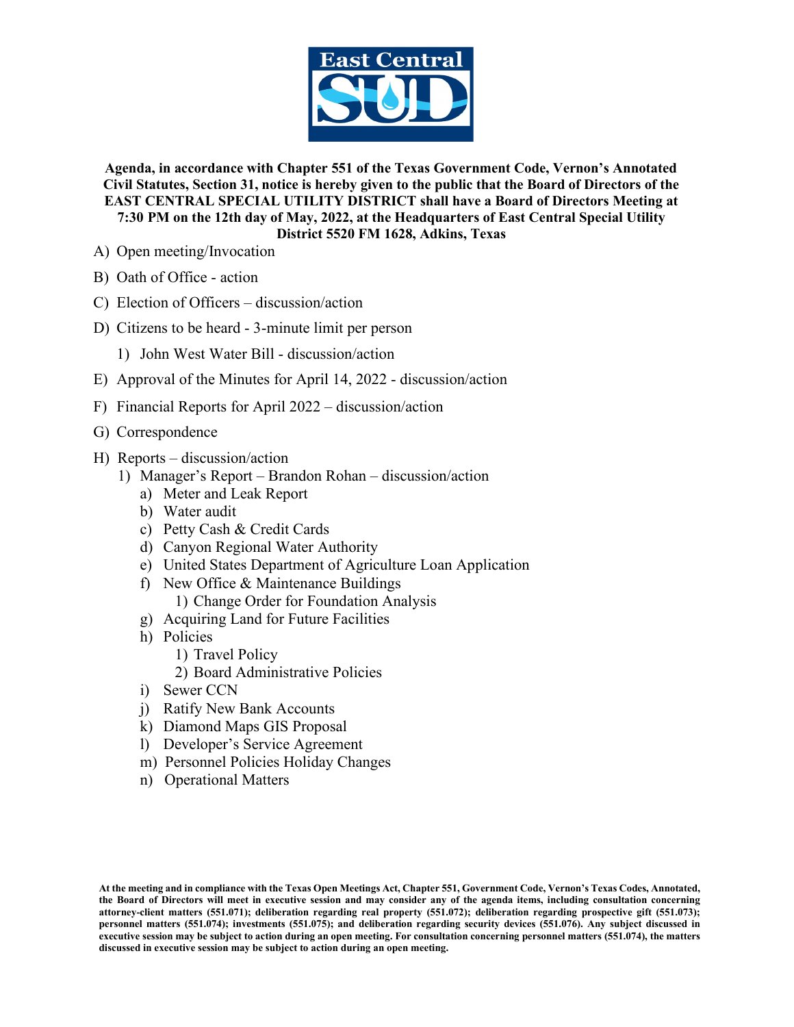**Agenda, in accordance with Chapter 551 of the Texas Government Code, Vernon's Annotated Civil Statutes, Section 31, notice is hereby given to the public that the Board of Directors of the EAST CENTRAL SPECIAL UTILITY DISTRICT shall have a Board of Directors Meeting at 7:30 PM on the 12th day of May, 2022, at the Headquarters of East Central Special Utility District 5520 FM 1628, Adkins, Texas**

A) Open meeting/Invocation

B) Oath of Office - action

C) Election of Officers – discussion/action

D) Citizens to be heard - 3-minute limit per person

   1) John West Water Bill - discussion/action

E) Approval of the Minutes for April 14, 2022 - discussion/action

F) Financial Reports for April 2022 – discussion/action

G) Correspondence

H) Reports – discussion/action

   1) Manager's Report – Brandon Rohan – discussion/action

      a) Meter and Leak Report
      b) Water audit
      c) Petty Cash & Credit Cards
      d) Canyon Regional Water Authority
      e) United States Department of Agriculture Loan Application
      f) New Office & Maintenance Buildings
         1) Change Order for Foundation Analysis
      g) Acquiring Land for Future Facilities
      h) Policies
         1) Travel Policy
         2) Board Administrative Policies
      i) Sewer CCN
      j) Ratify New Bank Accounts
      k) Diamond Maps GIS Proposal
      l) Developer's Service Agreement
      m) Personnel Policies Holiday Changes
      n) Operational Matters

**At the meeting and in compliance with the Texas Open Meetings Act, Chapter 551, Government Code, Vernon's Texas Codes, Annotated, the Board of Directors will meet in executive session and may consider any of the agenda items, including consultation concerning attorney-client matters (551.071); deliberation regarding real property (551.072); deliberation regarding prospective gift (551.073); personnel matters (551.074); investments (551.075); and deliberation regarding security devices (551.076). Any subject discussed in executive session may be subject to action during an open meeting. For consultation concerning personnel matters (551.074), the matters discussed in executive session may be subject to action during an open meeting.**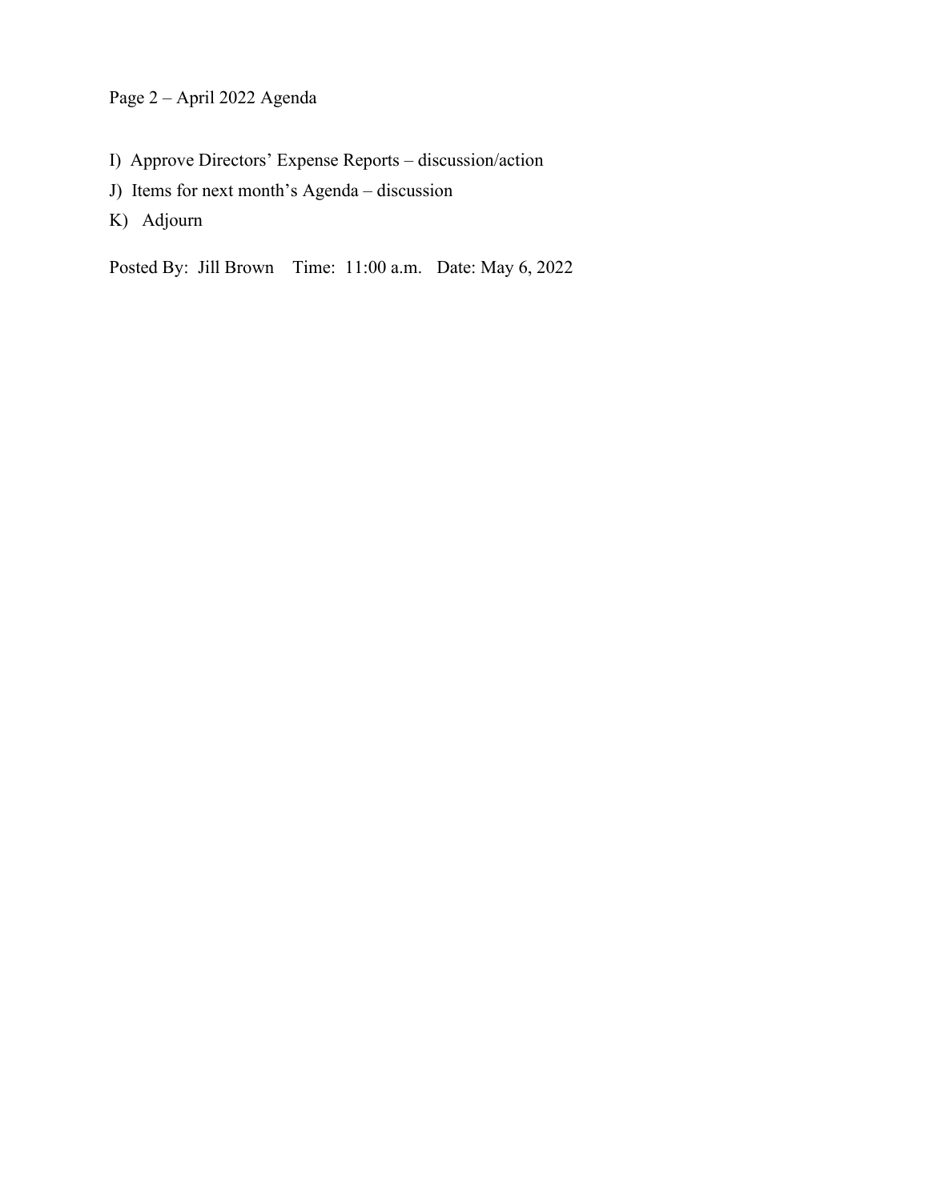I) Approve Directors' Expense Reports – discussion/action

J) Items for next month's Agenda – discussion

K) Adjourn

Posted By: Jill Brown Time: 11:00 a.m. Date: May 6, 2022